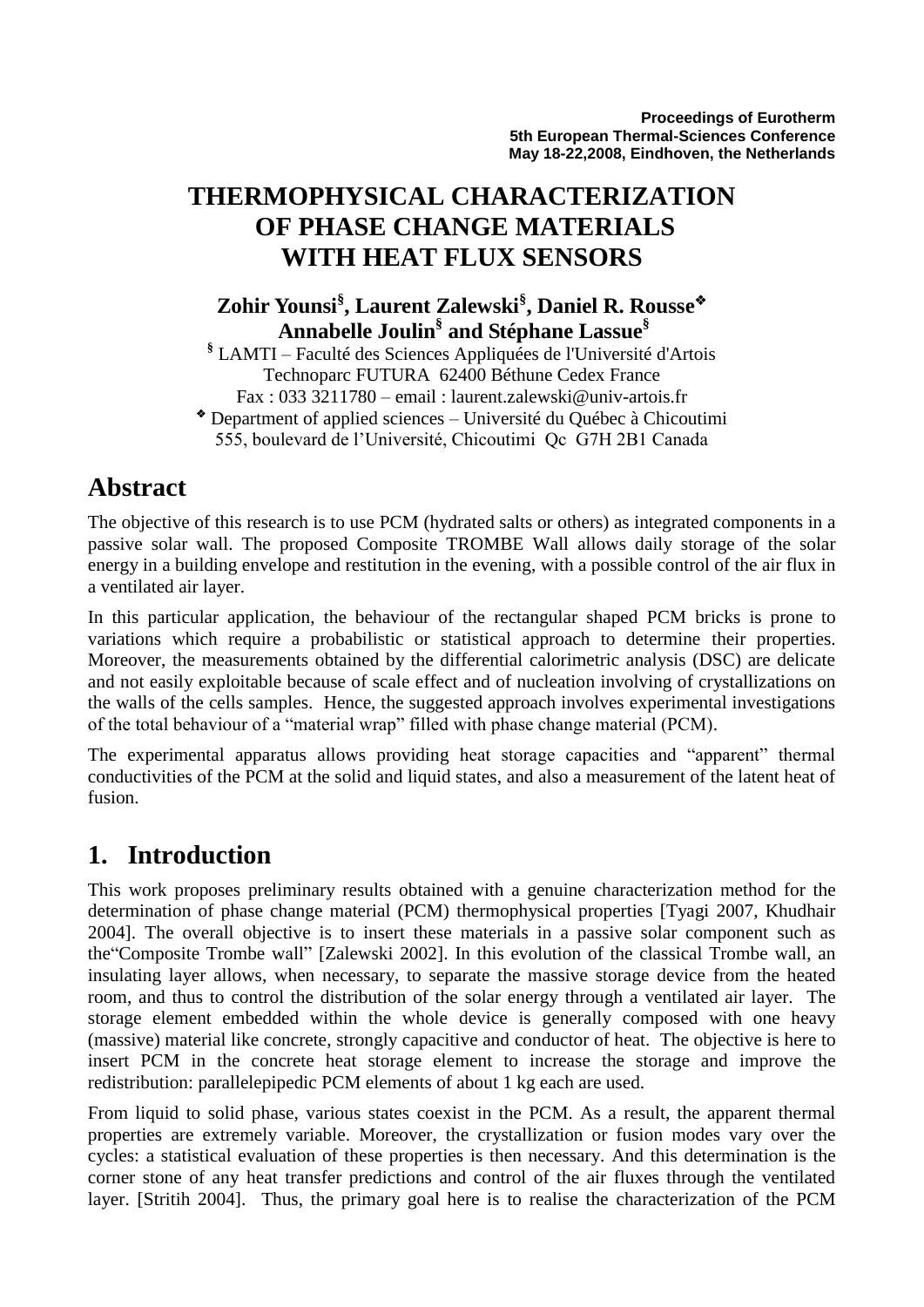Proceedings of Eurotherm
5th European Thermal-Sciences Conference
May 18-22,2008, Eindhoven, the Netherlands

# THERMOPHYSICAL CHARACTERIZATION OF PHASE CHANGE MATERIALS WITH HEAT FLUX SENSORS

**Zohir Younsi[§], Laurent Zalewski[§], Daniel R. Rousse[❖] Annabelle Joulin[§] and Stéphane Lassue[§]**

[§] LAMTI – Faculté des Sciences Appliquées de l'Université d'Artois
Technoparc FUTURA 62400 Béthune Cedex France
Fax : 033 3211780 – email : laurent.zalewski@univ-artois.fr
[❖] Department of applied sciences – Université du Québec à Chicoutimi
555, boulevard de l'Université, Chicoutimi Qc G7H 2B1 Canada

## Abstract

The objective of this research is to use PCM (hydrated salts or others) as integrated components in a passive solar wall. The proposed Composite TROMBE Wall allows daily storage of the solar energy in a building envelope and restitution in the evening, with a possible control of the air flux in a ventilated air layer.

In this particular application, the behaviour of the rectangular shaped PCM bricks is prone to variations which require a probabilistic or statistical approach to determine their properties. Moreover, the measurements obtained by the differential calorimetric analysis (DSC) are delicate and not easily exploitable because of scale effect and of nucleation involving of crystallizations on the walls of the cells samples. Hence, the suggested approach involves experimental investigations of the total behaviour of a "material wrap" filled with phase change material (PCM).

The experimental apparatus allows providing heat storage capacities and "apparent" thermal conductivities of the PCM at the solid and liquid states, and also a measurement of the latent heat of fusion.

## 1. Introduction

This work proposes preliminary results obtained with a genuine characterization method for the determination of phase change material (PCM) thermophysical properties [Tyagi 2007, Khudhair 2004]. The overall objective is to insert these materials in a passive solar component such as the"Composite Trombe wall" [Zalewski 2002]. In this evolution of the classical Trombe wall, an insulating layer allows, when necessary, to separate the massive storage device from the heated room, and thus to control the distribution of the solar energy through a ventilated air layer. The storage element embedded within the whole device is generally composed with one heavy (massive) material like concrete, strongly capacitive and conductor of heat. The objective is here to insert PCM in the concrete heat storage element to increase the storage and improve the redistribution: parallelepipedic PCM elements of about 1 kg each are used.

From liquid to solid phase, various states coexist in the PCM. As a result, the apparent thermal properties are extremely variable. Moreover, the crystallization or fusion modes vary over the cycles: a statistical evaluation of these properties is then necessary. And this determination is the corner stone of any heat transfer predictions and control of the air fluxes through the ventilated layer. [Stritih 2004]. Thus, the primary goal here is to realise the characterization of the PCM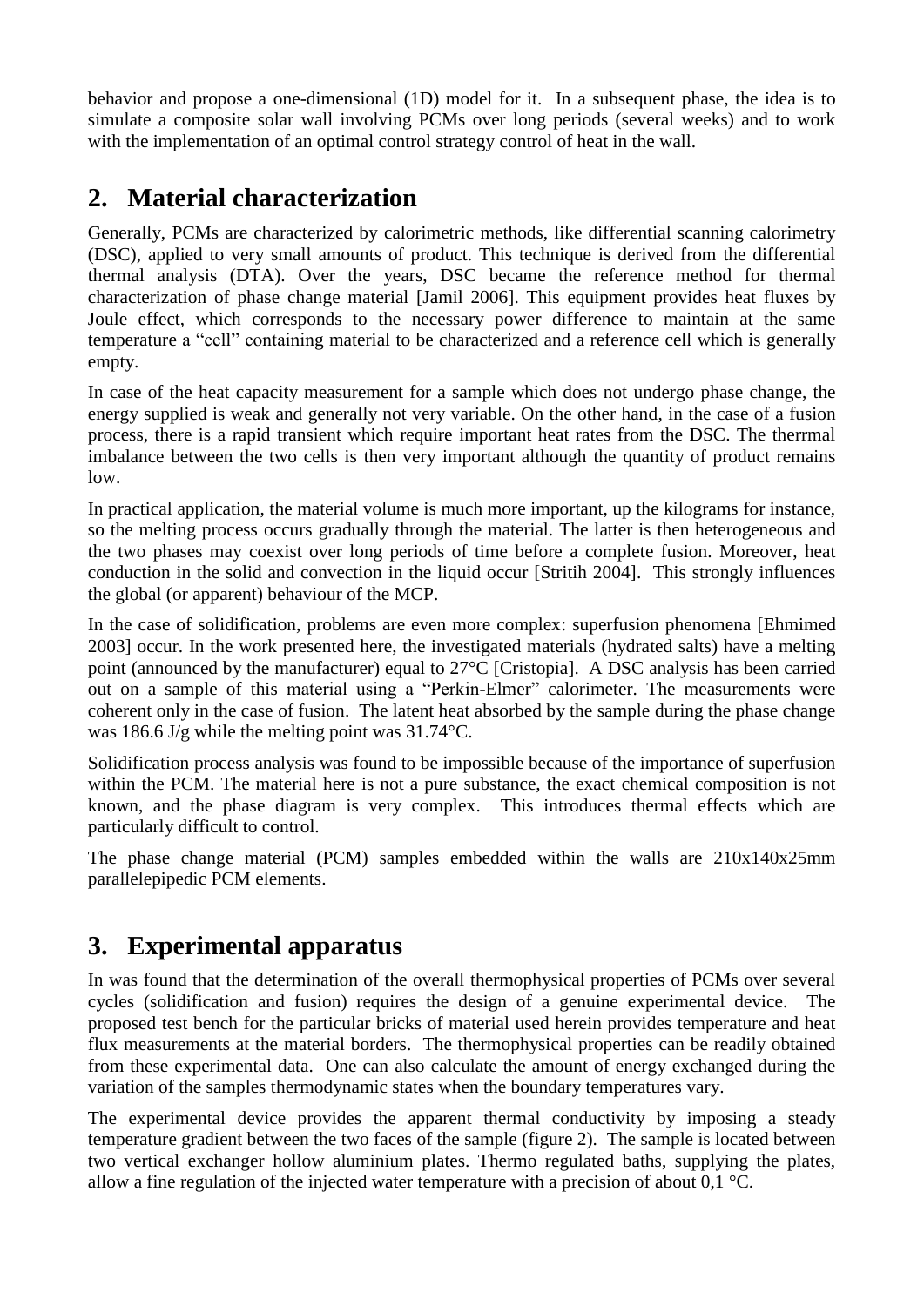behavior and propose a one-dimensional (1D) model for it. In a subsequent phase, the idea is to simulate a composite solar wall involving PCMs over long periods (several weeks) and to work with the implementation of an optimal control strategy control of heat in the wall.

## 2. Material characterization

Generally, PCMs are characterized by calorimetric methods, like differential scanning calorimetry (DSC), applied to very small amounts of product. This technique is derived from the differential thermal analysis (DTA). Over the years, DSC became the reference method for thermal characterization of phase change material [Jamil 2006]. This equipment provides heat fluxes by Joule effect, which corresponds to the necessary power difference to maintain at the same temperature a "cell" containing material to be characterized and a reference cell which is generally empty.

In case of the heat capacity measurement for a sample which does not undergo phase change, the energy supplied is weak and generally not very variable. On the other hand, in the case of a fusion process, there is a rapid transient which require important heat rates from the DSC. The therrmal imbalance between the two cells is then very important although the quantity of product remains low.

In practical application, the material volume is much more important, up the kilograms for instance, so the melting process occurs gradually through the material. The latter is then heterogeneous and the two phases may coexist over long periods of time before a complete fusion. Moreover, heat conduction in the solid and convection in the liquid occur [Stritih 2004]. This strongly influences the global (or apparent) behaviour of the MCP.

In the case of solidification, problems are even more complex: superfusion phenomena [Ehmimed 2003] occur. In the work presented here, the investigated materials (hydrated salts) have a melting point (announced by the manufacturer) equal to 27°C [Cristopia]. A DSC analysis has been carried out on a sample of this material using a "Perkin-Elmer" calorimeter. The measurements were coherent only in the case of fusion. The latent heat absorbed by the sample during the phase change was 186.6 J/g while the melting point was 31.74°C.

Solidification process analysis was found to be impossible because of the importance of superfusion within the PCM. The material here is not a pure substance, the exact chemical composition is not known, and the phase diagram is very complex. This introduces thermal effects which are particularly difficult to control.

The phase change material (PCM) samples embedded within the walls are 210x140x25mm parallelepipedic PCM elements.

## 3. Experimental apparatus

In was found that the determination of the overall thermophysical properties of PCMs over several cycles (solidification and fusion) requires the design of a genuine experimental device. The proposed test bench for the particular bricks of material used herein provides temperature and heat flux measurements at the material borders. The thermophysical properties can be readily obtained from these experimental data. One can also calculate the amount of energy exchanged during the variation of the samples thermodynamic states when the boundary temperatures vary.

The experimental device provides the apparent thermal conductivity by imposing a steady temperature gradient between the two faces of the sample (figure 2). The sample is located between two vertical exchanger hollow aluminium plates. Thermo regulated baths, supplying the plates, allow a fine regulation of the injected water temperature with a precision of about 0,1 °C.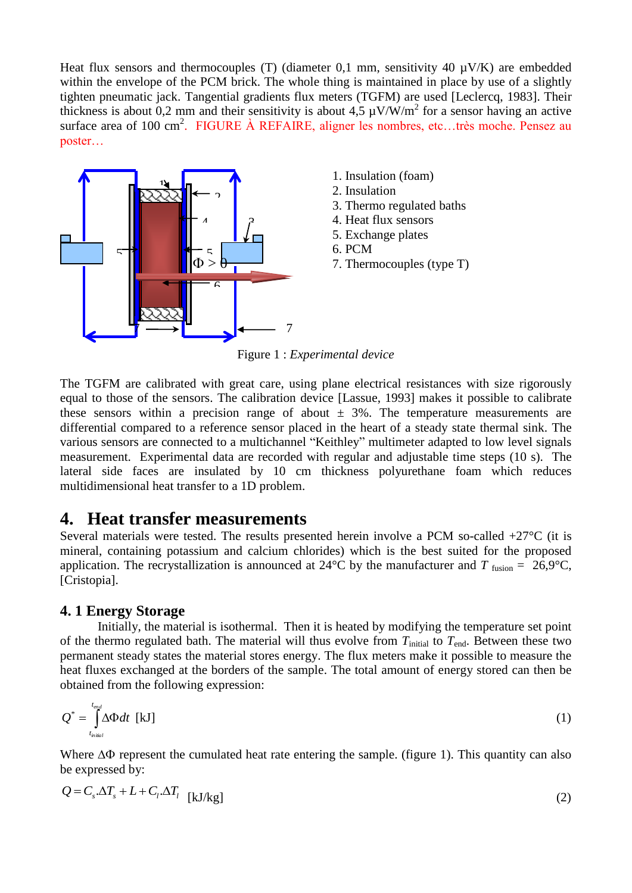Heat flux sensors and thermocouples (T) (diameter 0,1 mm, sensitivity 40 µV/K) are embedded within the envelope of the PCM brick. The whole thing is maintained in place by use of a slightly tighten pneumatic jack. Tangential gradients flux meters (TGFM) are used [Leclercq, 1983]. Their thickness is about 0,2 mm and their sensitivity is about 4,5 µV/W/m$^2$ for a sensor having an active surface area of 100 cm$^2$. FIGURE À REFAIRE, aligner les nombres, etc…très moche. Pensez au poster…

1. Insulation (foam)
2. Insulation
3. Thermo regulated baths
4. Heat flux sensors
5. Exchange plates
6. PCM
7. Thermocouples (type T)

Figure 1 : *Experimental device*

The TGFM are calibrated with great care, using plane electrical resistances with size rigorously equal to those of the sensors. The calibration device [Lassue, 1993] makes it possible to calibrate these sensors within a precision range of about ± 3%. The temperature measurements are differential compared to a reference sensor placed in the heart of a steady state thermal sink. The various sensors are connected to a multichannel "Keithley" multimeter adapted to low level signals measurement. Experimental data are recorded with regular and adjustable time steps (10 s). The lateral side faces are insulated by 10 cm thickness polyurethane foam which reduces multidimensional heat transfer to a 1D problem.

# 4. Heat transfer measurements

Several materials were tested. The results presented herein involve a PCM so-called +27°C (it is mineral, containing potassium and calcium chlorides) which is the best suited for the proposed application. The recrystallization is announced at 24°C by the manufacturer and $T_{\text{fusion}}$ = 26,9°C, [Cristopia].

## 4. 1 Energy Storage

Initially, the material is isothermal. Then it is heated by modifying the temperature set point of the thermo regulated bath. The material will thus evolve from $T_{\text{initial}}$ to $T_{\text{end}}$. Between these two permanent steady states the material stores energy. The flux meters make it possible to measure the heat fluxes exchanged at the borders of the sample. The total amount of energy stored can then be obtained from the following expression:

$$Q^{*} = \int_{t_{initial}}^{t_{end}} \Delta\Phi dt \ \text{[kJ]} \tag{1}$$

Where ΔΦ represent the cumulated heat rate entering the sample. (figure 1). This quantity can also be expressed by:

$$Q = C_s.\Delta T_s + L + C_l.\Delta T_l \ \text{[kJ/kg]} \tag{2}$$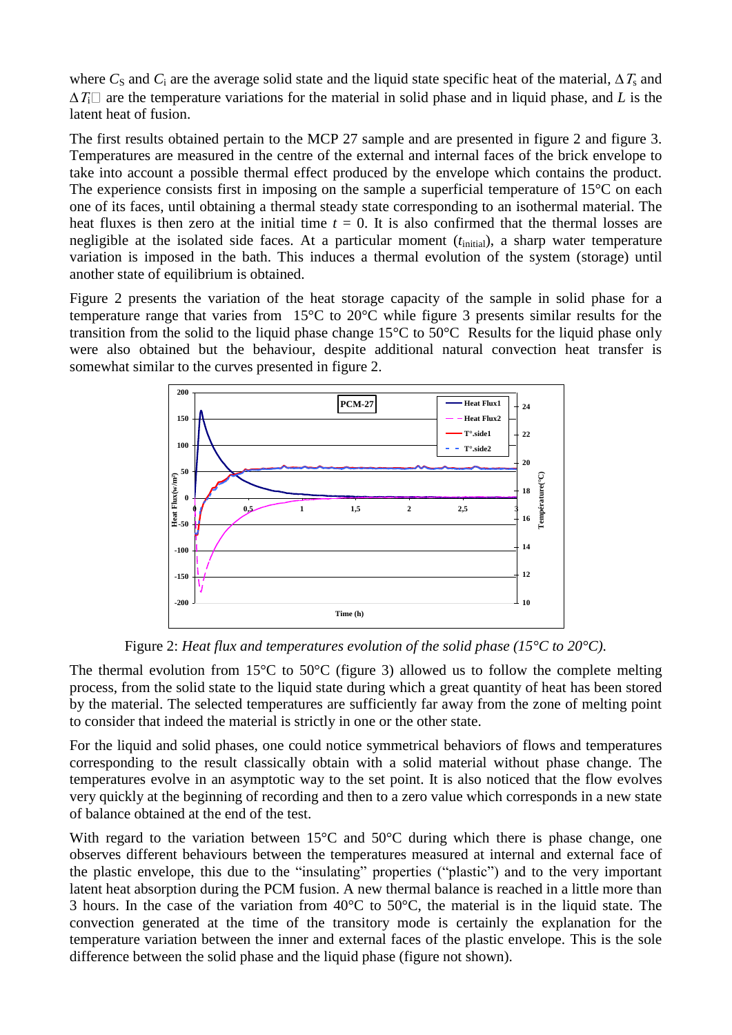where $C_S$ and $C_l$ are the average solid state and the liquid state specific heat of the material, $\Delta T_s$ and $\Delta T_l$ are the temperature variations for the material in solid phase and in liquid phase, and $L$ is the latent heat of fusion.

The first results obtained pertain to the MCP 27 sample and are presented in figure 2 and figure 3. Temperatures are measured in the centre of the external and internal faces of the brick envelope to take into account a possible thermal effect produced by the envelope which contains the product. The experience consists first in imposing on the sample a superficial temperature of 15°C on each one of its faces, until obtaining a thermal steady state corresponding to an isothermal material. The heat fluxes is then zero at the initial time $t$ = 0. It is also confirmed that the thermal losses are negligible at the isolated side faces. At a particular moment ($t_{initial}$), a sharp water temperature variation is imposed in the bath. This induces a thermal evolution of the system (storage) until another state of equilibrium is obtained.

Figure 2 presents the variation of the heat storage capacity of the sample in solid phase for a temperature range that varies from 15°C to 20°C while figure 3 presents similar results for the transition from the solid to the liquid phase change 15°C to 50°C Results for the liquid phase only were also obtained but the behaviour, despite additional natural convection heat transfer is somewhat similar to the curves presented in figure 2.

Figure 2: *Heat flux and temperatures evolution of the solid phase (15°C to 20°C).*

The thermal evolution from 15°C to 50°C (figure 3) allowed us to follow the complete melting process, from the solid state to the liquid state during which a great quantity of heat has been stored by the material. The selected temperatures are sufficiently far away from the zone of melting point to consider that indeed the material is strictly in one or the other state.

For the liquid and solid phases, one could notice symmetrical behaviors of flows and temperatures corresponding to the result classically obtain with a solid material without phase change. The temperatures evolve in an asymptotic way to the set point. It is also noticed that the flow evolves very quickly at the beginning of recording and then to a zero value which corresponds in a new state of balance obtained at the end of the test.

With regard to the variation between 15°C and 50°C during which there is phase change, one observes different behaviours between the temperatures measured at internal and external face of the plastic envelope, this due to the "insulating" properties ("plastic") and to the very important latent heat absorption during the PCM fusion. A new thermal balance is reached in a little more than 3 hours. In the case of the variation from 40°C to 50°C, the material is in the liquid state. The convection generated at the time of the transitory mode is certainly the explanation for the temperature variation between the inner and external faces of the plastic envelope. This is the sole difference between the solid phase and the liquid phase (figure not shown).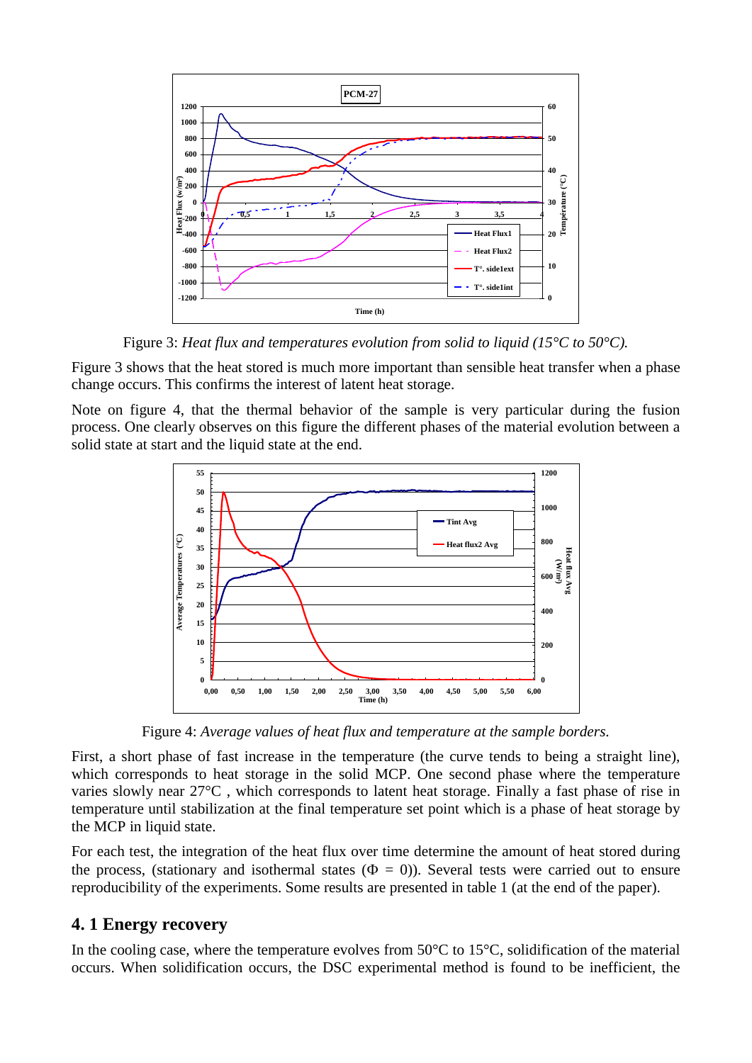Figure 3: *Heat flux and temperatures evolution from solid to liquid (15°C to 50°C).*

Figure 3 shows that the heat stored is much more important than sensible heat transfer when a phase change occurs. This confirms the interest of latent heat storage.

Note on figure 4, that the thermal behavior of the sample is very particular during the fusion process. One clearly observes on this figure the different phases of the material evolution between a solid state at start and the liquid state at the end.

Figure 4: *Average values of heat flux and temperature at the sample borders.*

First, a short phase of fast increase in the temperature (the curve tends to being a straight line), which corresponds to heat storage in the solid MCP. One second phase where the temperature varies slowly near 27°C , which corresponds to latent heat storage. Finally a fast phase of rise in temperature until stabilization at the final temperature set point which is a phase of heat storage by the MCP in liquid state.

For each test, the integration of the heat flux over time determine the amount of heat stored during the process, (stationary and isothermal states ($\Phi$ = 0)). Several tests were carried out to ensure reproducibility of the experiments. Some results are presented in table 1 (at the end of the paper).

## 4. 1 Energy recovery

In the cooling case, where the temperature evolves from 50°C to 15°C, solidification of the material occurs. When solidification occurs, the DSC experimental method is found to be inefficient, the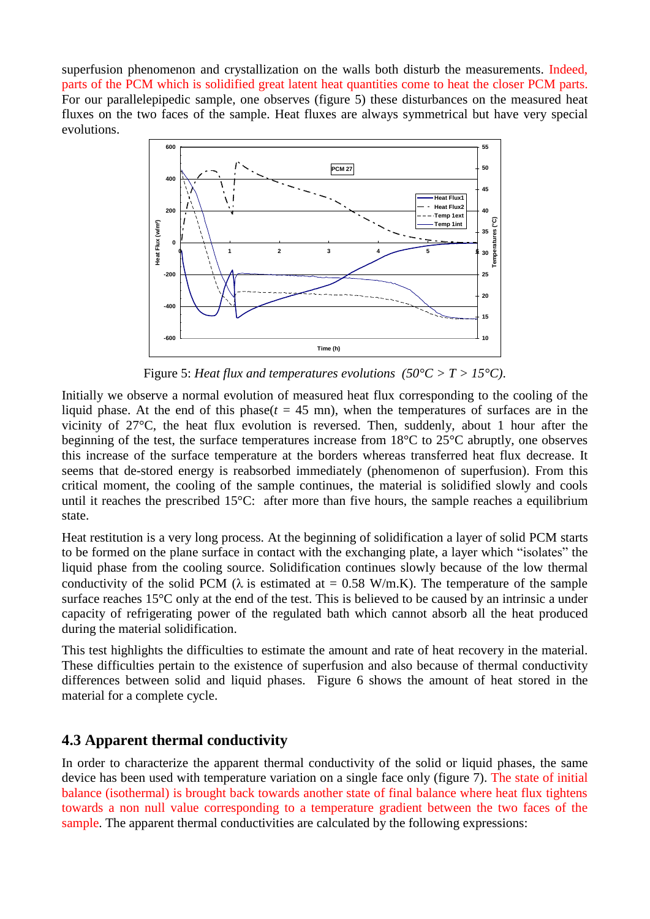superfusion phenomenon and crystallization on the walls both disturb the measurements. Indeed, parts of the PCM which is solidified great latent heat quantities come to heat the closer PCM parts. For our parallelepipedic sample, one observes (figure 5) these disturbances on the measured heat fluxes on the two faces of the sample. Heat fluxes are always symmetrical but have very special evolutions.

Figure 5: *Heat flux and temperatures evolutions (50°C > T > 15°C).*

Initially we observe a normal evolution of measured heat flux corresponding to the cooling of the liquid phase. At the end of this phase($t$ = 45 mn), when the temperatures of surfaces are in the vicinity of 27°C, the heat flux evolution is reversed. Then, suddenly, about 1 hour after the beginning of the test, the surface temperatures increase from 18°C to 25°C abruptly, one observes this increase of the surface temperature at the borders whereas transferred heat flux decrease. It seems that de-stored energy is reabsorbed immediately (phenomenon of superfusion). From this critical moment, the cooling of the sample continues, the material is solidified slowly and cools until it reaches the prescribed 15°C: after more than five hours, the sample reaches a equilibrium state.

Heat restitution is a very long process. At the beginning of solidification a layer of solid PCM starts to be formed on the plane surface in contact with the exchanging plate, a layer which "isolates" the liquid phase from the cooling source. Solidification continues slowly because of the low thermal conductivity of the solid PCM ($\lambda$ is estimated at = 0.58 W/m.K). The temperature of the sample surface reaches 15°C only at the end of the test. This is believed to be caused by an intrinsic a under capacity of refrigerating power of the regulated bath which cannot absorb all the heat produced during the material solidification.

This test highlights the difficulties to estimate the amount and rate of heat recovery in the material. These difficulties pertain to the existence of superfusion and also because of thermal conductivity differences between solid and liquid phases. Figure 6 shows the amount of heat stored in the material for a complete cycle.

## 4.3 Apparent thermal conductivity

In order to characterize the apparent thermal conductivity of the solid or liquid phases, the same device has been used with temperature variation on a single face only (figure 7). The state of initial balance (isothermal) is brought back towards another state of final balance where heat flux tightens towards a non null value corresponding to a temperature gradient between the two faces of the sample. The apparent thermal conductivities are calculated by the following expressions: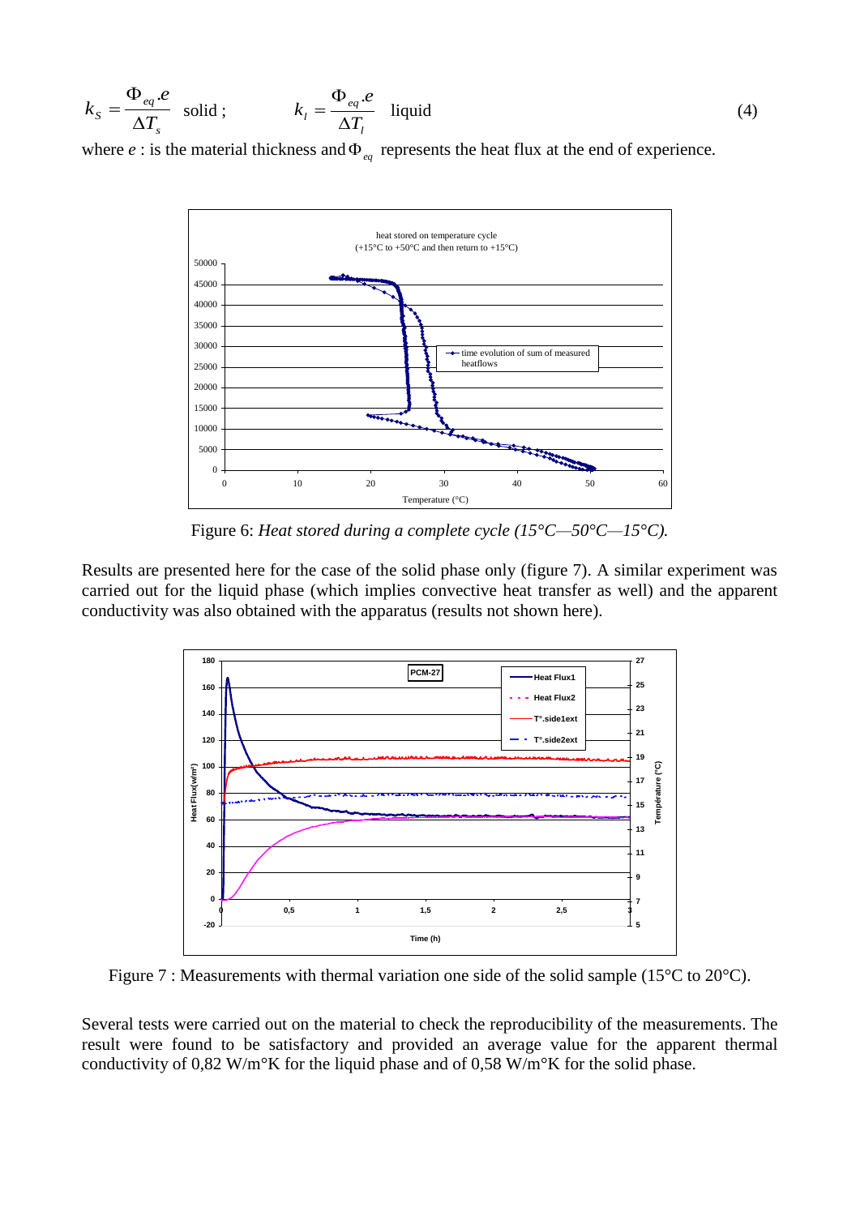$$k_S = \frac{\Phi_{eq}.e}{\Delta T_s} \text{ solid ;} \qquad k_l = \frac{\Phi_{eq}.e}{\Delta T_l} \text{ liquid} \tag{4}$$

where $e$ : is the material thickness and $\Phi_{eq}$ represents the heat flux at the end of experience.

Figure 6: *Heat stored during a complete cycle (15°C—50°C—15°C).*

Results are presented here for the case of the solid phase only (figure 7). A similar experiment was carried out for the liquid phase (which implies convective heat transfer as well) and the apparent conductivity was also obtained with the apparatus (results not shown here).

Figure 7 : Measurements with thermal variation one side of the solid sample (15°C to 20°C).

Several tests were carried out on the material to check the reproducibility of the measurements. The result were found to be satisfactory and provided an average value for the apparent thermal conductivity of 0,82 W/m°K for the liquid phase and of 0,58 W/m°K for the solid phase.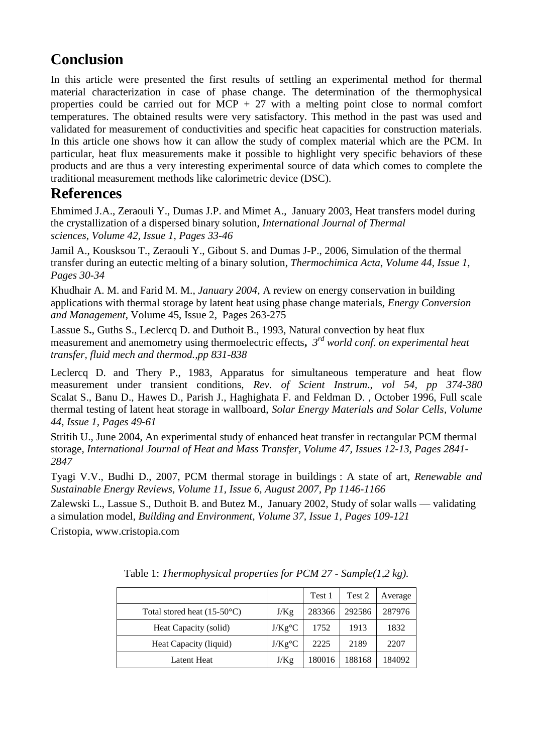# Conclusion

In this article were presented the first results of settling an experimental method for thermal material characterization in case of phase change. The determination of the thermophysical properties could be carried out for MCP + 27 with a melting point close to normal comfort temperatures. The obtained results were very satisfactory. This method in the past was used and validated for measurement of conductivities and specific heat capacities for construction materials. In this article one shows how it can allow the study of complex material which are the PCM. In particular, heat flux measurements make it possible to highlight very specific behaviors of these products and are thus a very interesting experimental source of data which comes to complete the traditional measurement methods like calorimetric device (DSC).

# References

Ehmimed J.A., Zeraouli Y., Dumas J.P. and Mimet A., January 2003, Heat transfers model during the crystallization of a dispersed binary solution, *International Journal of Thermal sciences*, *Volume 42, Issue 1, Pages 33-46*

Jamil A., Kousksou T., Zeraouli Y., Gibout S. and Dumas J-P., 2006, Simulation of the thermal transfer during an eutectic melting of a binary solution, *Thermochimica Acta*, *Volume 44, Issue 1, Pages 30-34*

Khudhair A. M. and Farid M. M., *January 2004*, A review on energy conservation in building applications with thermal storage by latent heat using phase change materials, *Energy Conversion and Management*, Volume 45, Issue 2, Pages 263-275

Lassue S**.**, Guths S., Leclercq D. and Duthoit B., 1993, Natural convection by heat flux measurement and anemometry using thermoelectric effects**,** *3rd world conf. on experimental heat transfer, fluid mech and thermod.,pp 831-838*

Leclercq D. and Thery P., 1983, Apparatus for simultaneous temperature and heat flow measurement under transient conditions, *Rev. of Scient Instrum*., *vol 54, pp 374-380*

Scalat S., Banu D., Hawes D., Parish J., Haghighata F. and Feldman D. , October 1996, Full scale thermal testing of latent heat storage in wallboard, *Solar Energy Materials and Solar Cells*, *Volume 44, Issue 1, Pages 49-61*

Stritih U., June 2004, An experimental study of enhanced heat transfer in rectangular PCM thermal storage, *International Journal of Heat and Mass Transfer, Volume 47, Issues 12-13, Pages 2841-2847*

Tyagi V.V., Budhi D., 2007, PCM thermal storage in buildings : A state of art, *Renewable and Sustainable Energy Reviews*, *Volume 11, Issue 6, August 2007, Pp 1146-1166*

Zalewski L., Lassue S., Duthoit B. and Butez M., January 2002, Study of solar walls — validating a simulation model, *Building and Environment*, *Volume 37, Issue 1, Pages 109-121*

Cristopia, www.cristopia.com

Table 1: *Thermophysical properties for PCM 27 - Sample(1,2 kg).*

| | | Test 1 | Test 2 | Average |
|---|---|---|---|---|
| Total stored heat (15-50°C) | J/Kg | 283366 | 292586 | 287976 |
| Heat Capacity (solid) | J/Kg°C | 1752 | 1913 | 1832 |
| Heat Capacity (liquid) | J/Kg°C | 2225 | 2189 | 2207 |
| Latent Heat | J/Kg | 180016 | 188168 | 184092 |